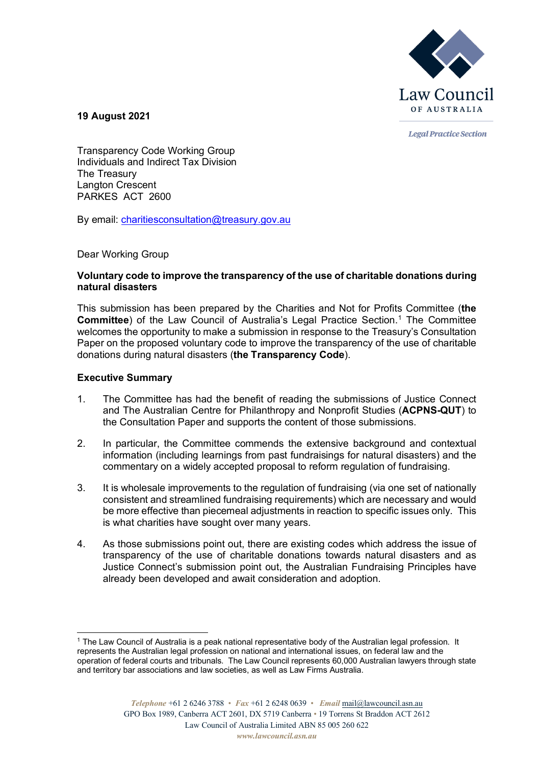**19 August 2021**

Transparency Code Working Group
Individuals and Indirect Tax Division
The Treasury
Langton Crescent
PARKES ACT 2600

By email: charitiesconsultation@treasury.gov.au

Dear Working Group

**Voluntary code to improve the transparency of the use of charitable donations during natural disasters**

This submission has been prepared by the Charities and Not for Profits Committee (**the Committee**) of the Law Council of Australia's Legal Practice Section.[1] The Committee welcomes the opportunity to make a submission in response to the Treasury's Consultation Paper on the proposed voluntary code to improve the transparency of the use of charitable donations during natural disasters (**the Transparency Code**).

**Executive Summary**

1. The Committee has had the benefit of reading the submissions of Justice Connect and The Australian Centre for Philanthropy and Nonprofit Studies (**ACPNS-QUT**) to the Consultation Paper and supports the content of those submissions.

2. In particular, the Committee commends the extensive background and contextual information (including learnings from past fundraisings for natural disasters) and the commentary on a widely accepted proposal to reform regulation of fundraising.

3. It is wholesale improvements to the regulation of fundraising (via one set of nationally consistent and streamlined fundraising requirements) which are necessary and would be more effective than piecemeal adjustments in reaction to specific issues only. This is what charities have sought over many years.

4. As those submissions point out, there are existing codes which address the issue of transparency of the use of charitable donations towards natural disasters and as Justice Connect's submission point out, the Australian Fundraising Principles have already been developed and await consideration and adoption.

---

[1] The Law Council of Australia is a peak national representative body of the Australian legal profession. It represents the Australian legal profession on national and international issues, on federal law and the operation of federal courts and tribunals. The Law Council represents 60,000 Australian lawyers through state and territory bar associations and law societies, as well as Law Firms Australia.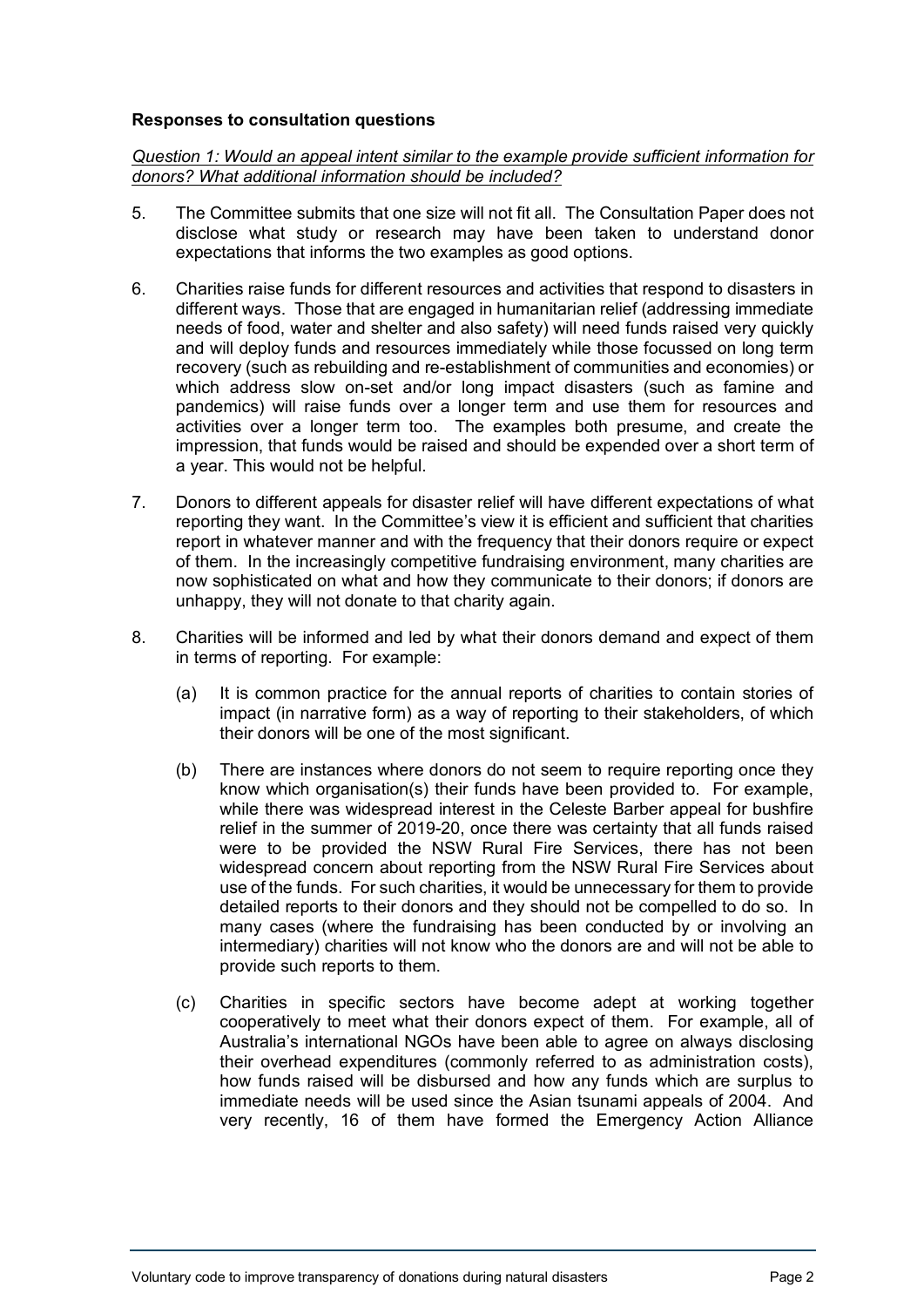**Responses to consultation questions**

*Question 1: Would an appeal intent similar to the example provide sufficient information for donors? What additional information should be included?*

5. The Committee submits that one size will not fit all. The Consultation Paper does not disclose what study or research may have been taken to understand donor expectations that informs the two examples as good options.

6. Charities raise funds for different resources and activities that respond to disasters in different ways. Those that are engaged in humanitarian relief (addressing immediate needs of food, water and shelter and also safety) will need funds raised very quickly and will deploy funds and resources immediately while those focussed on long term recovery (such as rebuilding and re-establishment of communities and economies) or which address slow on-set and/or long impact disasters (such as famine and pandemics) will raise funds over a longer term and use them for resources and activities over a longer term too. The examples both presume, and create the impression, that funds would be raised and should be expended over a short term of a year. This would not be helpful.

7. Donors to different appeals for disaster relief will have different expectations of what reporting they want. In the Committee's view it is efficient and sufficient that charities report in whatever manner and with the frequency that their donors require or expect of them. In the increasingly competitive fundraising environment, many charities are now sophisticated on what and how they communicate to their donors; if donors are unhappy, they will not donate to that charity again.

8. Charities will be informed and led by what their donors demand and expect of them in terms of reporting. For example:

   (a) It is common practice for the annual reports of charities to contain stories of impact (in narrative form) as a way of reporting to their stakeholders, of which their donors will be one of the most significant.

   (b) There are instances where donors do not seem to require reporting once they know which organisation(s) their funds have been provided to. For example, while there was widespread interest in the Celeste Barber appeal for bushfire relief in the summer of 2019-20, once there was certainty that all funds raised were to be provided the NSW Rural Fire Services, there has not been widespread concern about reporting from the NSW Rural Fire Services about use of the funds. For such charities, it would be unnecessary for them to provide detailed reports to their donors and they should not be compelled to do so. In many cases (where the fundraising has been conducted by or involving an intermediary) charities will not know who the donors are and will not be able to provide such reports to them.

   (c) Charities in specific sectors have become adept at working together cooperatively to meet what their donors expect of them. For example, all of Australia's international NGOs have been able to agree on always disclosing their overhead expenditures (commonly referred to as administration costs), how funds raised will be disbursed and how any funds which are surplus to immediate needs will be used since the Asian tsunami appeals of 2004. And very recently, 16 of them have formed the Emergency Action Alliance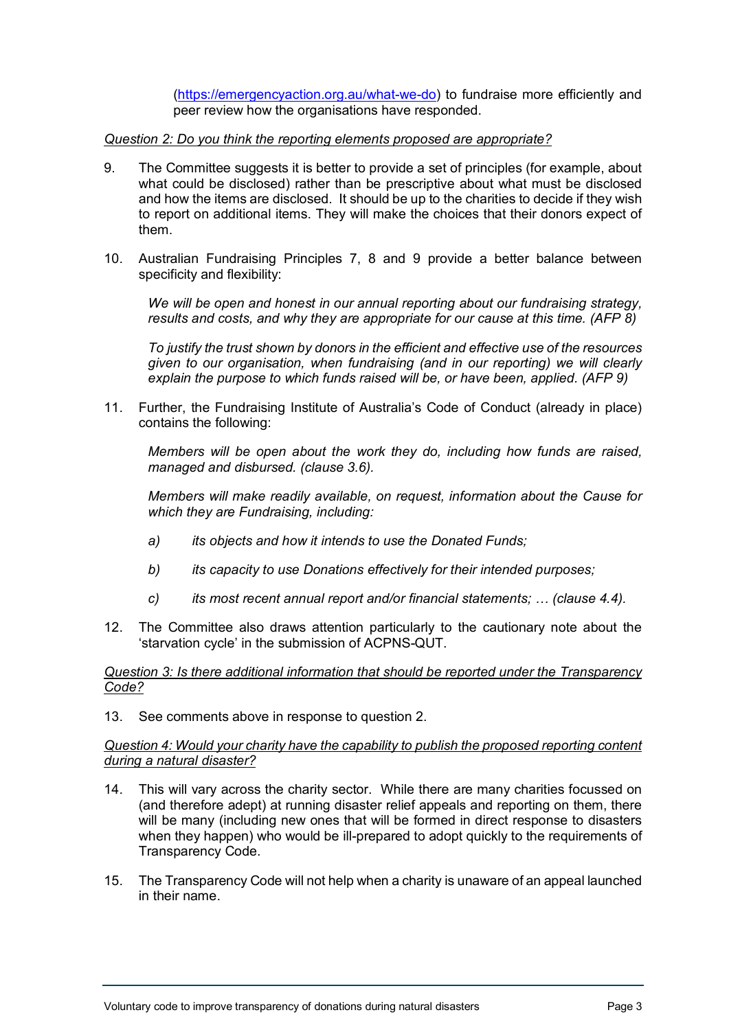(https://emergencyaction.org.au/what-we-do) to fundraise more efficiently and peer review how the organisations have responded.

*Question 2: Do you think the reporting elements proposed are appropriate?*

9. The Committee suggests it is better to provide a set of principles (for example, about what could be disclosed) rather than be prescriptive about what must be disclosed and how the items are disclosed. It should be up to the charities to decide if they wish to report on additional items. They will make the choices that their donors expect of them.

10. Australian Fundraising Principles 7, 8 and 9 provide a better balance between specificity and flexibility:

    *We will be open and honest in our annual reporting about our fundraising strategy, results and costs, and why they are appropriate for our cause at this time. (AFP 8)*

    *To justify the trust shown by donors in the efficient and effective use of the resources given to our organisation, when fundraising (and in our reporting) we will clearly explain the purpose to which funds raised will be, or have been, applied. (AFP 9)*

11. Further, the Fundraising Institute of Australia's Code of Conduct (already in place) contains the following:

    *Members will be open about the work they do, including how funds are raised, managed and disbursed. (clause 3.6).*

    *Members will make readily available, on request, information about the Cause for which they are Fundraising, including:*

    *a) its objects and how it intends to use the Donated Funds;*

    *b) its capacity to use Donations effectively for their intended purposes;*

    *c) its most recent annual report and/or financial statements; … (clause 4.4).*

12. The Committee also draws attention particularly to the cautionary note about the 'starvation cycle' in the submission of ACPNS-QUT.

*Question 3: Is there additional information that should be reported under the Transparency Code?*

13. See comments above in response to question 2.

*Question 4: Would your charity have the capability to publish the proposed reporting content during a natural disaster?*

14. This will vary across the charity sector. While there are many charities focussed on (and therefore adept) at running disaster relief appeals and reporting on them, there will be many (including new ones that will be formed in direct response to disasters when they happen) who would be ill-prepared to adopt quickly to the requirements of Transparency Code.

15. The Transparency Code will not help when a charity is unaware of an appeal launched in their name.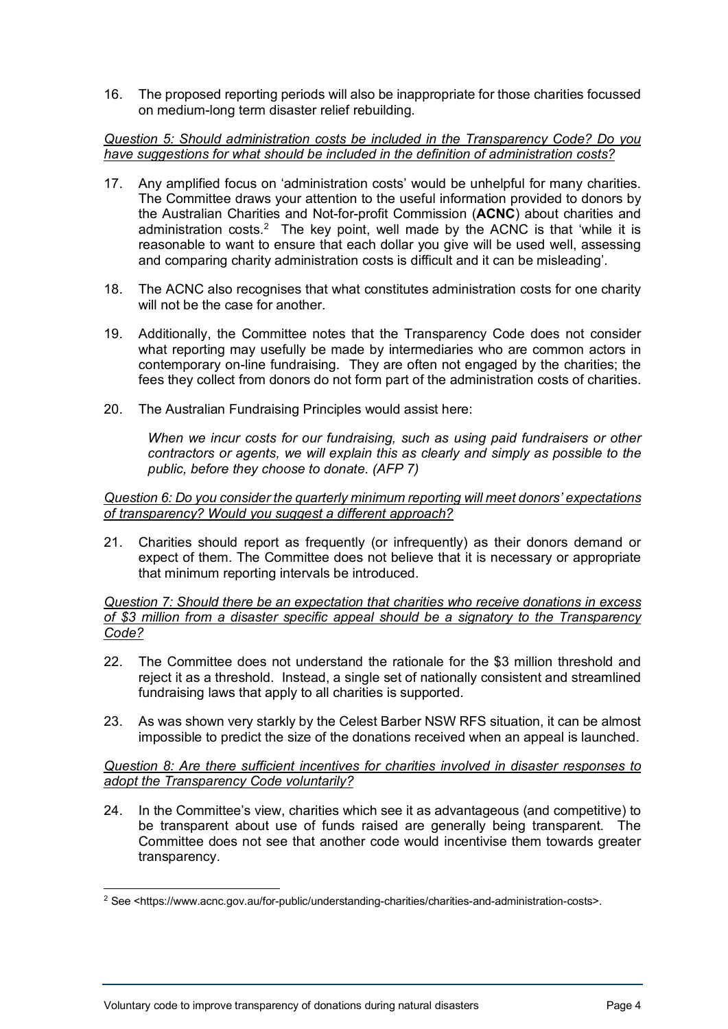16. The proposed reporting periods will also be inappropriate for those charities focussed on medium-long term disaster relief rebuilding.

*Question 5: Should administration costs be included in the Transparency Code? Do you have suggestions for what should be included in the definition of administration costs?*

17. Any amplified focus on 'administration costs' would be unhelpful for many charities. The Committee draws your attention to the useful information provided to donors by the Australian Charities and Not-for-profit Commission (**ACNC**) about charities and administration costs.[2] The key point, well made by the ACNC is that 'while it is reasonable to want to ensure that each dollar you give will be used well, assessing and comparing charity administration costs is difficult and it can be misleading'.

18. The ACNC also recognises that what constitutes administration costs for one charity will not be the case for another.

19. Additionally, the Committee notes that the Transparency Code does not consider what reporting may usefully be made by intermediaries who are common actors in contemporary on-line fundraising. They are often not engaged by the charities; the fees they collect from donors do not form part of the administration costs of charities.

20. The Australian Fundraising Principles would assist here:

    *When we incur costs for our fundraising, such as using paid fundraisers or other contractors or agents, we will explain this as clearly and simply as possible to the public, before they choose to donate. (AFP 7)*

*Question 6: Do you consider the quarterly minimum reporting will meet donors' expectations of transparency? Would you suggest a different approach?*

21. Charities should report as frequently (or infrequently) as their donors demand or expect of them. The Committee does not believe that it is necessary or appropriate that minimum reporting intervals be introduced.

*Question 7: Should there be an expectation that charities who receive donations in excess of $3 million from a disaster specific appeal should be a signatory to the Transparency Code?*

22. The Committee does not understand the rationale for the $3 million threshold and reject it as a threshold. Instead, a single set of nationally consistent and streamlined fundraising laws that apply to all charities is supported.

23. As was shown very starkly by the Celest Barber NSW RFS situation, it can be almost impossible to predict the size of the donations received when an appeal is launched.

*Question 8: Are there sufficient incentives for charities involved in disaster responses to adopt the Transparency Code voluntarily?*

24. In the Committee's view, charities which see it as advantageous (and competitive) to be transparent about use of funds raised are generally being transparent. The Committee does not see that another code would incentivise them towards greater transparency.

[2] See <https://www.acnc.gov.au/for-public/understanding-charities/charities-and-administration-costs>.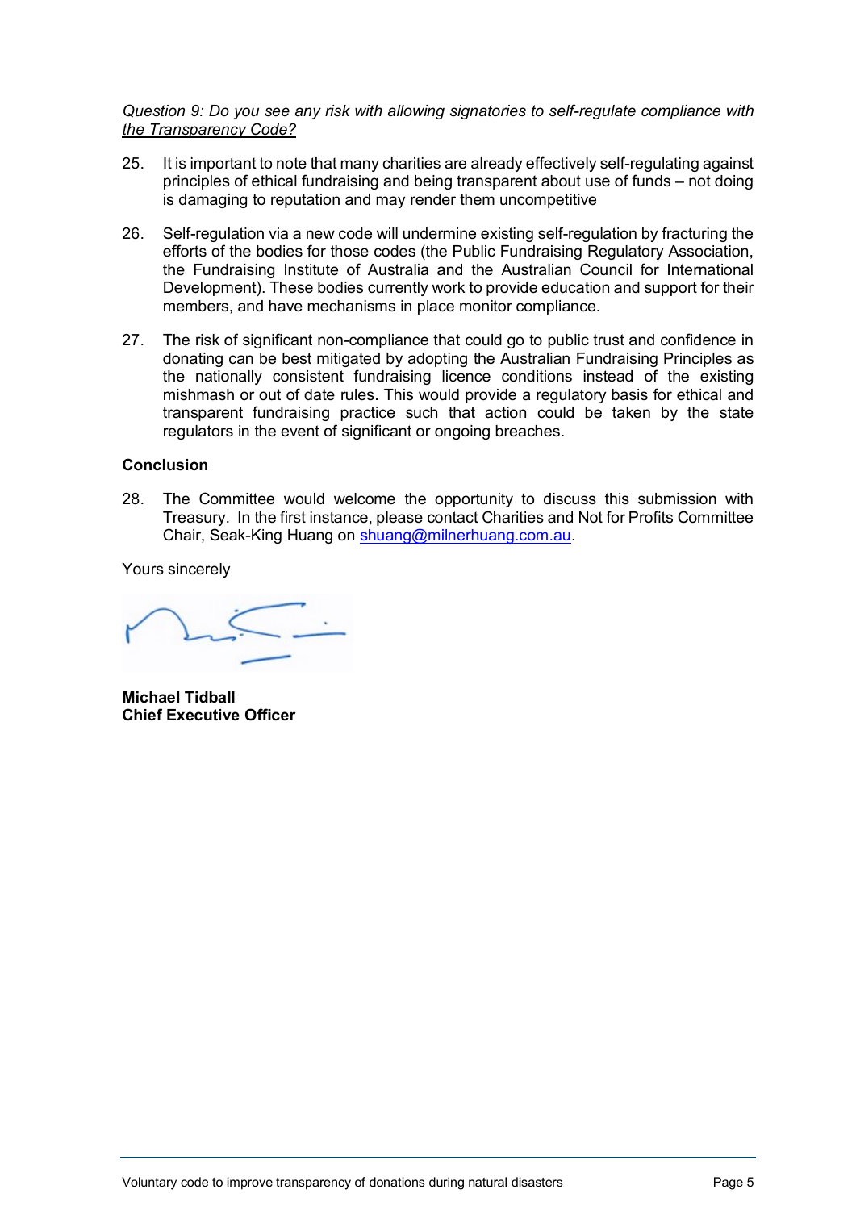*Question 9: Do you see any risk with allowing signatories to self-regulate compliance with the Transparency Code?*

25. It is important to note that many charities are already effectively self-regulating against principles of ethical fundraising and being transparent about use of funds – not doing is damaging to reputation and may render them uncompetitive

26. Self-regulation via a new code will undermine existing self-regulation by fracturing the efforts of the bodies for those codes (the Public Fundraising Regulatory Association, the Fundraising Institute of Australia and the Australian Council for International Development). These bodies currently work to provide education and support for their members, and have mechanisms in place monitor compliance.

27. The risk of significant non-compliance that could go to public trust and confidence in donating can be best mitigated by adopting the Australian Fundraising Principles as the nationally consistent fundraising licence conditions instead of the existing mishmash or out of date rules. This would provide a regulatory basis for ethical and transparent fundraising practice such that action could be taken by the state regulators in the event of significant or ongoing breaches.

**Conclusion**

28. The Committee would welcome the opportunity to discuss this submission with Treasury. In the first instance, please contact Charities and Not for Profits Committee Chair, Seak-King Huang on shuang@milnerhuang.com.au.

Yours sincerely

**Michael Tidball**
**Chief Executive Officer**